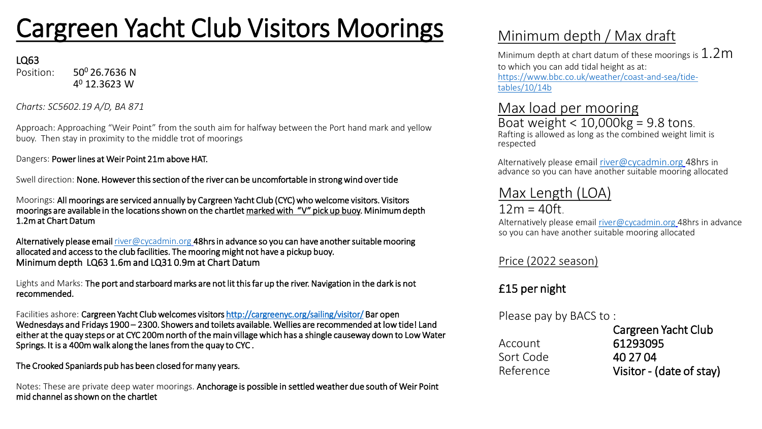# Cargreen Yacht Club Visitors Moorings

**LQ63**
Position: $50^0$ 26.7636 N
$4^0$ 12.3623 W

*Charts: SC5602.19 A/D, BA 871*

Approach: Approaching "Weir Point" from the south aim for halfway between the Port hand mark and yellow buoy. Then stay in proximity to the middle trot of moorings

Dangers: Power lines at Weir Point 21m above HAT.

Swell direction: None. However this section of the river can be uncomfortable in strong wind over tide

Moorings: All moorings are serviced annually by Cargreen Yacht Club (CYC) who welcome visitors. Visitors moorings are available in the locations shown on the chartlet marked with "V" pick up buoy. Minimum depth 1.2m at Chart Datum

Alternatively please email river@cycadmin.org 48hrs in advance so you can have another suitable mooring allocated and access to the club facilities. The mooring might not have a pickup buoy.
Minimum depth LQ63 1.6m and LQ31 0.9m at Chart Datum

Lights and Marks: The port and starboard marks are not lit this far up the river. Navigation in the dark is not recommended.

Facilities ashore: Cargreen Yacht Club welcomes visitors http://cargreenyc.org/sailing/visitor/ Bar open Wednesdays and Fridays 1900 – 2300. Showers and toilets available. Wellies are recommended at low tide! Land either at the quay steps or at CYC 200m north of the main village which has a shingle causeway down to Low Water Springs. It is a 400m walk along the lanes from the quay to CYC .

The Crooked Spaniards pub has been closed for many years.

Notes: These are private deep water moorings. Anchorage is possible in settled weather due south of Weir Point mid channel as shown on the chartlet

## Minimum depth / Max draft

Minimum depth at chart datum of these moorings is 1.2m to which you can add tidal height as at: https://www.bbc.co.uk/weather/coast-and-sea/tide-tables/10/14b

## Max load per mooring

Boat weight < 10,000kg = 9.8 tons.
Rafting is allowed as long as the combined weight limit is respected

Alternatively please email river@cycadmin.org 48hrs in advance so you can have another suitable mooring allocated

## Max Length (LOA)

12m = 40ft.
Alternatively please email river@cycadmin.org 48hrs in advance so you can have another suitable mooring allocated

## Price (2022 season)

£15 per night

Please pay by BACS to :

| | |
|---|---|
| | Cargreen Yacht Club |
| Account | 61293095 |
| Sort Code | 40 27 04 |
| Reference | Visitor - (date of stay) |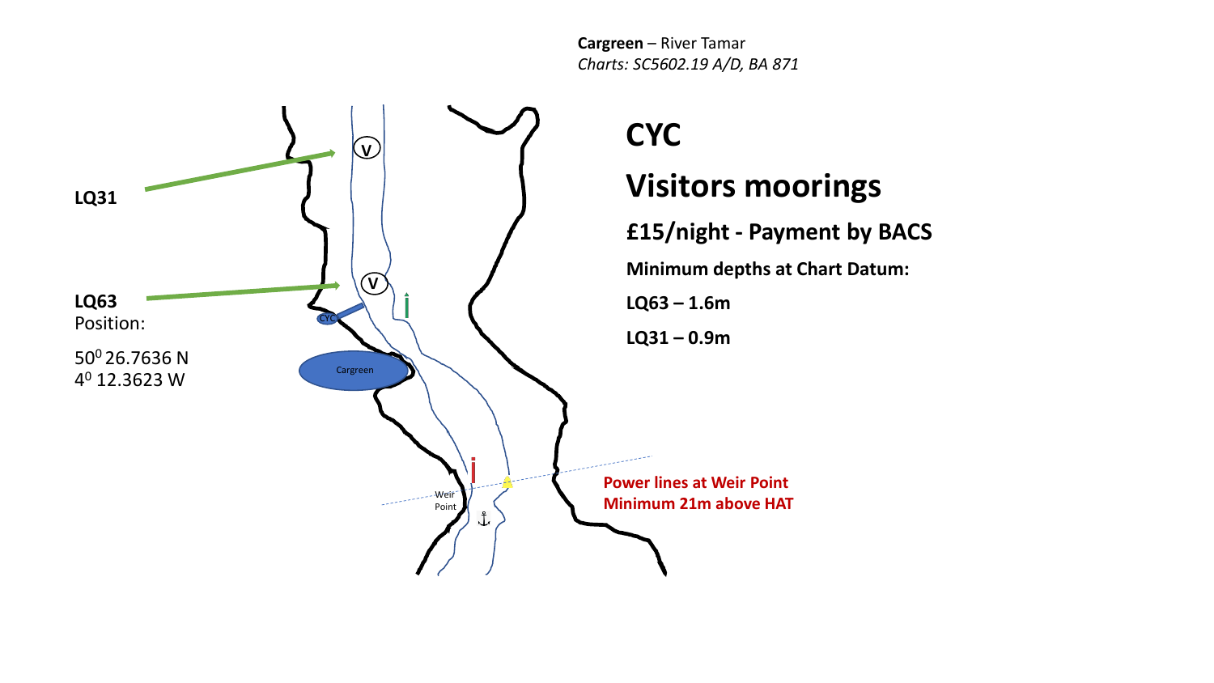**Cargreen** – River Tamar
*Charts: SC5602.19 A/D, BA 871*

**LQ31**

**LQ63**
Position:

$50^0$ 26.7636 N
$4^0$ 12.3623 W

CYC

Cargreen

Weir Point

# CYC

# Visitors moorings

## £15/night - Payment by BACS

**Minimum depths at Chart Datum:**

**LQ63 – 1.6m**

**LQ31 – 0.9m**

**Power lines at Weir Point**
**Minimum 21m above HAT**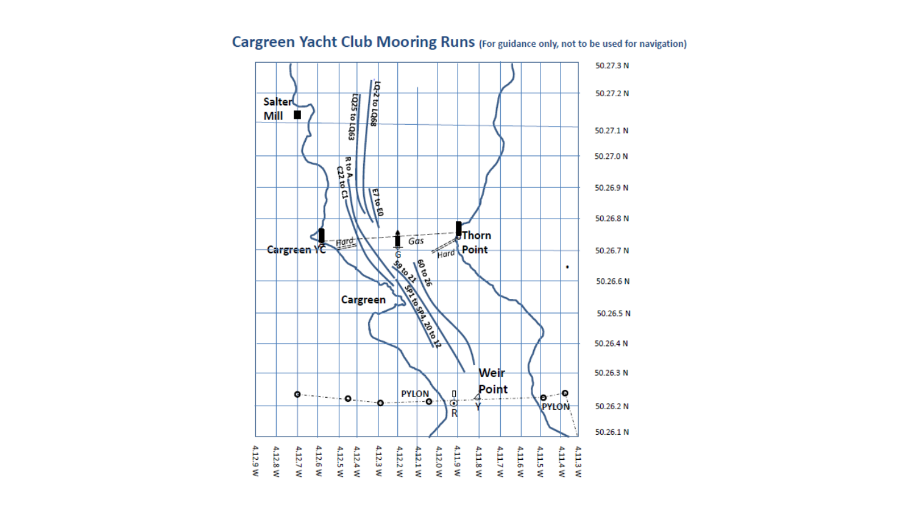# Cargreen Yacht Club Mooring Runs (For guidance only, not to be used for navigation)

Salter Mill

LQ25 to LQ63

LQ-2 to LQ68

R to A

C22 to C1

E7 to E0

Cargreen YC

Hard

Gas

Hard

Thorn Point

59 to 21

60 to 26

SP1 to SP4, 20 to 12

Cargreen

Weir Point

PYLON

R

Y

PYLON

50.27.3 N

50.27.2 N

50.27.1 N

50.27.0 N

50.26.9 N

50.26.8 N

50.26.7 N

50.26.6 N

50.26.5 N

50.26.4 N

50.26.3 N

50.26.2 N

50.26.1 N

4.12.9 W

4.12.8 W

4.12.7 W

4.12.6 W

4.12.5 W

4.12.4 W

4.12.3 W

4.12.2 W

4.12.1 W

4.12.0 W

4.11.9 W

4.11.8 W

4.11.7 W

4.11.6 W

4.11.5 W

4.11.4 W

4.11.3 W